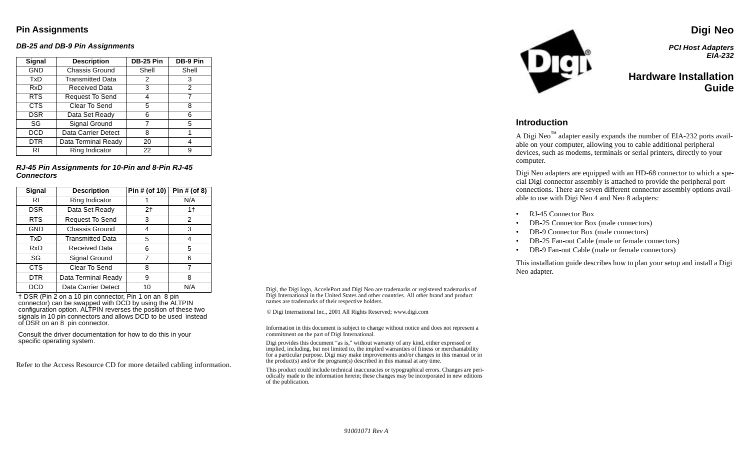## Pin Assignments

### *DB-25 and DB-9 Pin Assignments*

| Signal | Description | DB-25 Pin | DB-9 Pin |
|---|---|---|---|
| GND | Chassis Ground | Shell | Shell |
| TxD | Transmitted Data | 2 | 3 |
| RxD | Received Data | 3 | 2 |
| RTS | Request To Send | 4 | 7 |
| CTS | Clear To Send | 5 | 8 |
| DSR | Data Set Ready | 6 | 6 |
| SG | Signal Ground | 7 | 5 |
| DCD | Data Carrier Detect | 8 | 1 |
| DTR | Data Terminal Ready | 20 | 4 |
| RI | Ring Indicator | 22 | 9 |

### *RJ-45 Pin Assignments for 10-Pin and 8-Pin RJ-45 Connectors*

| Signal | Description | Pin # (of 10) | Pin # (of 8) |
|---|---|---|---|
| RI | Ring Indicator | 1 | N/A |
| DSR | Data Set Ready | 2† | 1† |
| RTS | Request To Send | 3 | 2 |
| GND | Chassis Ground | 4 | 3 |
| TxD | Transmitted Data | 5 | 4 |
| RxD | Received Data | 6 | 5 |
| SG | Signal Ground | 7 | 6 |
| CTS | Clear To Send | 8 | 7 |
| DTR | Data Terminal Ready | 9 | 8 |
| DCD | Data Carrier Detect | 10 | N/A |

† DSR (Pin 2 on a 10 pin connector, Pin 1 on an 8 pin connector) can be swapped with DCD by using the ALTPIN configuration option. ALTPIN reverses the position of these two signals in 10 pin connectors and allows DCD to be used instead of DSR on an 8 pin connector.

Consult the driver documentation for how to do this in your specific operating system.

Refer to the Access Resource CD for more detailed cabling information.

Digi, the Digi logo, AccelePort and Digi Neo are trademarks or registered trademarks of Digi International in the United States and other countries. All other brand and product names are trademarks of their respective holders.

© Digi International Inc., 2001 All Rights Reserved; www.digi.com

Information in this document is subject to change without notice and does not represent a commitment on the part of Digi International.

Digi provides this document "as is," without warranty of any kind, either expressed or implied, including, but not limited to, the implied warranties of fitness or merchantability for a particular purpose. Digi may make improvements and/or changes in this manual or in the product(s) and/or the program(s) described in this manual at any time.

This product could include technical inaccuracies or typographical errors. Changes are periodically made to the information herein; these changes may be incorporated in new editions of the publication.

91001071 Rev A

# Digi Neo

***PCI Host Adapters***
***EIA-232***

# Hardware Installation Guide

## Introduction

A Digi Neo™ adapter easily expands the number of EIA-232 ports available on your computer, allowing you to cable additional peripheral devices, such as modems, terminals or serial printers, directly to your computer.

Digi Neo adapters are equipped with an HD-68 connector to which a special Digi connector assembly is attached to provide the peripheral port connections. There are seven different connector assembly options available to use with Digi Neo 4 and Neo 8 adapters:

- RJ-45 Connector Box
- DB-25 Connector Box (male connectors)
- DB-9 Connector Box (male connectors)
- DB-25 Fan-out Cable (male or female connectors)
- DB-9 Fan-out Cable (male or female connectors)

This installation guide describes how to plan your setup and install a Digi Neo adapter.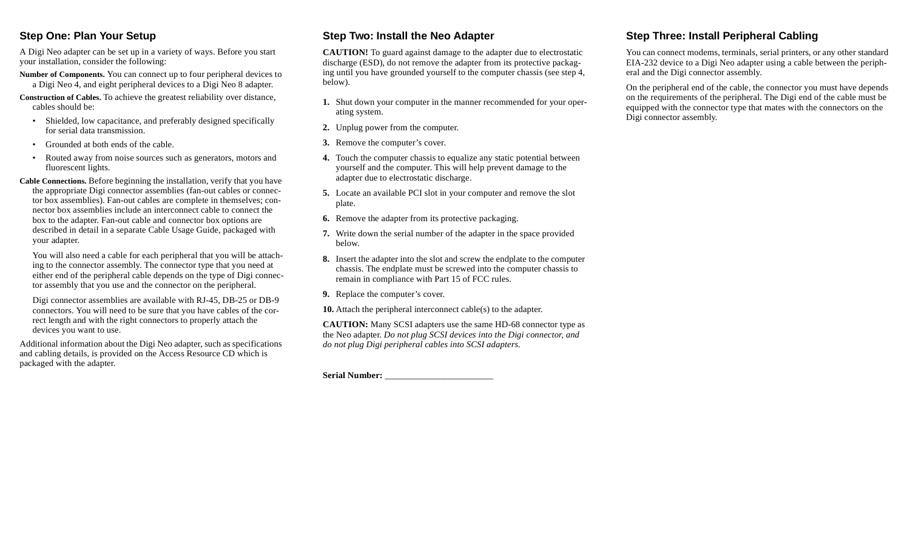## Step One: Plan Your Setup

A Digi Neo adapter can be set up in a variety of ways. Before you start your installation, consider the following:

**Number of Components.** You can connect up to four peripheral devices to a Digi Neo 4, and eight peripheral devices to a Digi Neo 8 adapter.

**Construction of Cables.** To achieve the greatest reliability over distance, cables should be:

- Shielded, low capacitance, and preferably designed specifically for serial data transmission.
- Grounded at both ends of the cable.
- Routed away from noise sources such as generators, motors and fluorescent lights.

**Cable Connections.** Before beginning the installation, verify that you have the appropriate Digi connector assemblies (fan-out cables or connector box assemblies). Fan-out cables are complete in themselves; connector box assemblies include an interconnect cable to connect the box to the adapter. Fan-out cable and connector box options are described in detail in a separate Cable Usage Guide, packaged with your adapter.

You will also need a cable for each peripheral that you will be attaching to the connector assembly. The connector type that you need at either end of the peripheral cable depends on the type of Digi connector assembly that you use and the connector on the peripheral.

Digi connector assemblies are available with RJ-45, DB-25 or DB-9 connectors. You will need to be sure that you have cables of the correct length and with the right connectors to properly attach the devices you want to use.

Additional information about the Digi Neo adapter, such as specifications and cabling details, is provided on the Access Resource CD which is packaged with the adapter.

## Step Two: Install the Neo Adapter

**CAUTION!** To guard against damage to the adapter due to electrostatic discharge (ESD), do not remove the adapter from its protective packaging until you have grounded yourself to the computer chassis (see step 4, below).

1. Shut down your computer in the manner recommended for your operating system.
2. Unplug power from the computer.
3. Remove the computer's cover.
4. Touch the computer chassis to equalize any static potential between yourself and the computer. This will help prevent damage to the adapter due to electrostatic discharge.
5. Locate an available PCI slot in your computer and remove the slot plate.
6. Remove the adapter from its protective packaging.
7. Write down the serial number of the adapter in the space provided below.
8. Insert the adapter into the slot and screw the endplate to the computer chassis. The endplate must be screwed into the computer chassis to remain in compliance with Part 15 of FCC rules.
9. Replace the computer's cover.
10. Attach the peripheral interconnect cable(s) to the adapter.

**CAUTION:** Many SCSI adapters use the same HD-68 connector type as the Neo adapter. *Do not plug SCSI devices into the Digi connector, and do not plug Digi peripheral cables into SCSI adapters.*

**Serial Number:** ________________________

## Step Three: Install Peripheral Cabling

You can connect modems, terminals, serial printers, or any other standard EIA-232 device to a Digi Neo adapter using a cable between the peripheral and the Digi connector assembly.

On the peripheral end of the cable, the connector you must have depends on the requirements of the peripheral. The Digi end of the cable must be equipped with the connector type that mates with the connectors on the Digi connector assembly.